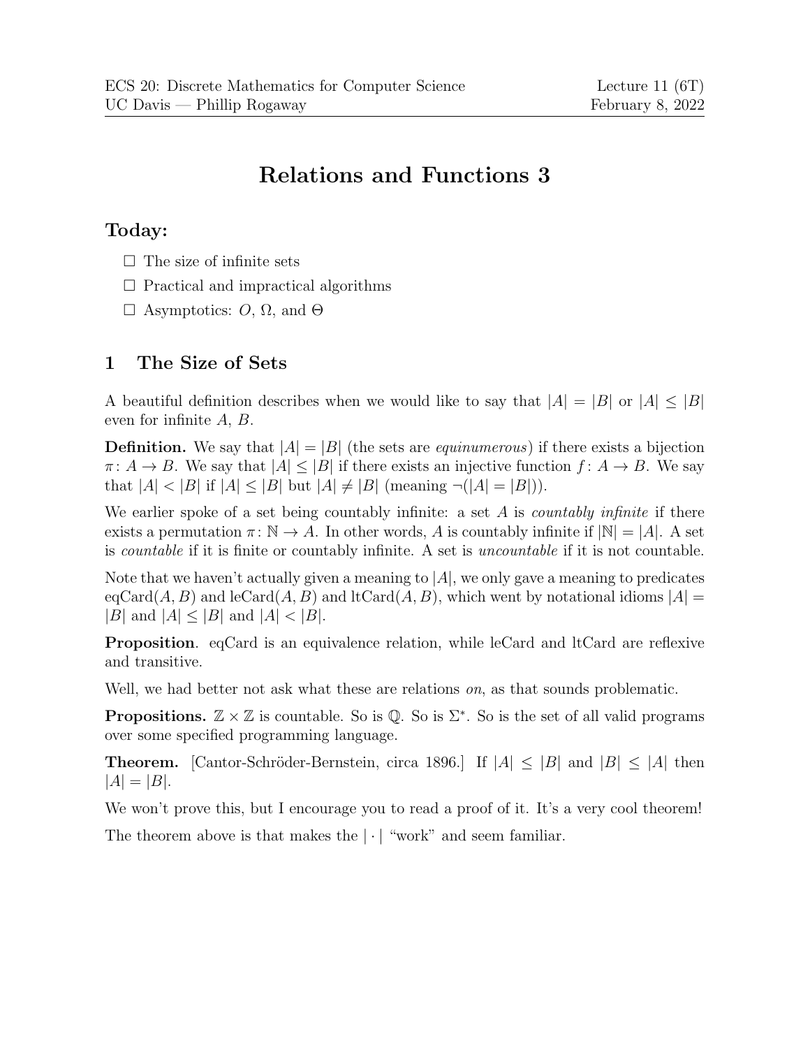# Relations and Functions 3

**Today:**

- ☐ The size of infinite sets
- ☐ Practical and impractical algorithms
- ☐ Asymptotics: $O$, $\Omega$, and $\Theta$

## 1 The Size of Sets

A beautiful definition describes when we would like to say that $|A| = |B|$ or $|A| \leq |B|$ even for infinite $A$, $B$.

**Definition.** We say that $|A| = |B|$ (the sets are *equinumerous*) if there exists a bijection $\pi \colon A \to B$. We say that $|A| \leq |B|$ if there exists an injective function $f \colon A \to B$. We say that $|A| < |B|$ if $|A| \leq |B|$ but $|A| \neq |B|$ (meaning $\neg(|A| = |B|)$).

We earlier spoke of a set being countably infinite: a set $A$ is *countably infinite* if there exists a permutation $\pi \colon \mathbb{N} \to A$. In other words, $A$ is countably infinite if $|\mathbb{N}| = |A|$. A set is *countable* if it is finite or countably infinite. A set is *uncountable* if it is not countable.

Note that we haven't actually given a meaning to $|A|$, we only gave a meaning to predicates $\text{eqCard}(A, B)$ and $\text{leCard}(A, B)$ and $\text{ltCard}(A, B)$, which went by notational idioms $|A| = |B|$ and $|A| \leq |B|$ and $|A| < |B|$.

**Proposition**. eqCard is an equivalence relation, while leCard and ltCard are reflexive and transitive.

Well, we had better not ask what these are relations *on*, as that sounds problematic.

**Propositions.** $\mathbb{Z} \times \mathbb{Z}$ is countable. So is $\mathbb{Q}$. So is $\Sigma^*$. So is the set of all valid programs over some specified programming language.

**Theorem.** [Cantor-Schröder-Bernstein, circa 1896.] If $|A| \leq |B|$ and $|B| \leq |A|$ then $|A| = |B|$.

We won't prove this, but I encourage you to read a proof of it. It's a very cool theorem!

The theorem above is that makes the $|\cdot|$ "work" and seem familiar.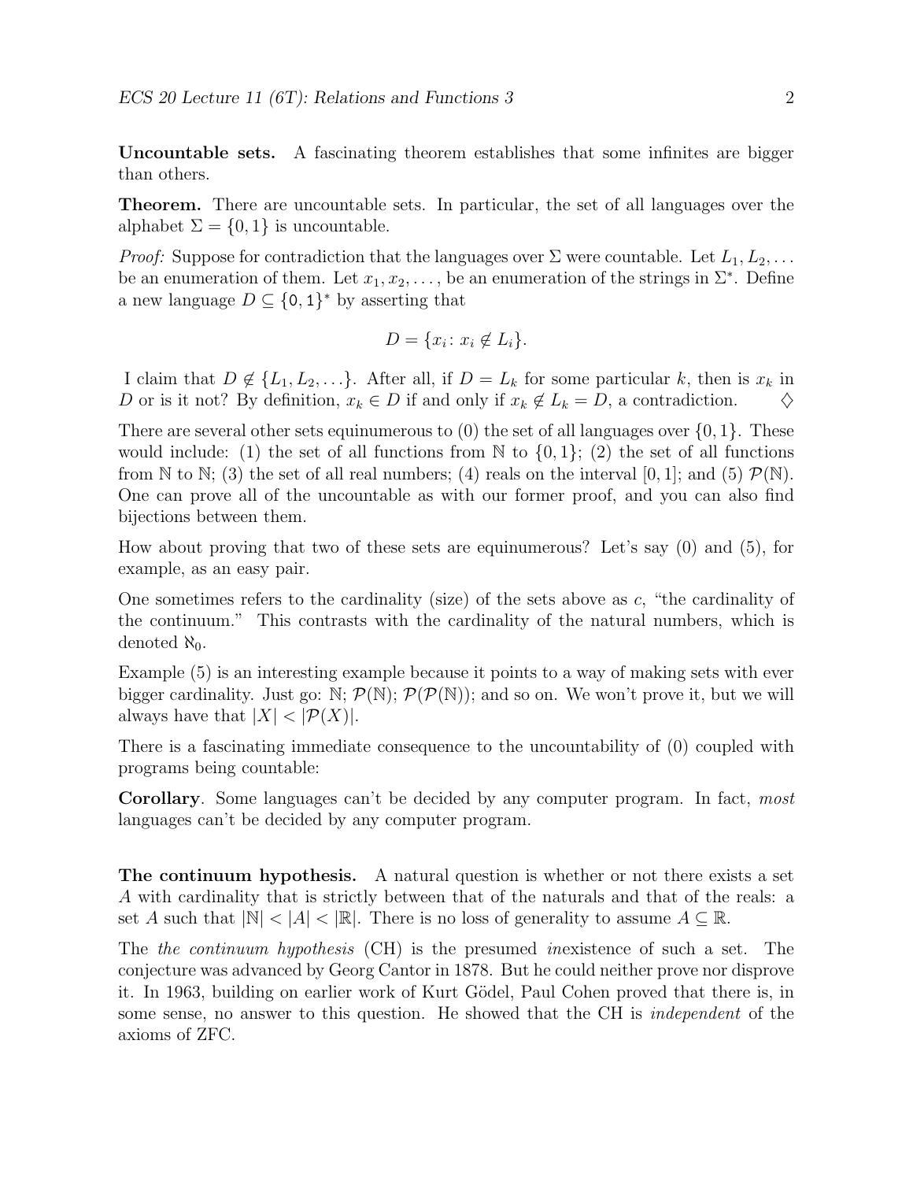**Uncountable sets.** A fascinating theorem establishes that some infinites are bigger than others.

**Theorem.** There are uncountable sets. In particular, the set of all languages over the alphabet $\Sigma = \{0, 1\}$ is uncountable.

*Proof:* Suppose for contradiction that the languages over $\Sigma$ were countable. Let $L_1, L_2, \ldots$ be an enumeration of them. Let $x_1, x_2, \ldots,$ be an enumeration of the strings in $\Sigma^*$. Define a new language $D \subseteq \{\texttt{0}, \texttt{1}\}^*$ by asserting that

$$D = \{x_i \colon x_i \notin L_i\}.$$

I claim that $D \notin \{L_1, L_2, \ldots\}$. After all, if $D = L_k$ for some particular $k$, then is $x_k$ in $D$ or is it not? By definition, $x_k \in D$ if and only if $x_k \notin L_k = D$, a contradiction. $\diamondsuit$

There are several other sets equinumerous to (0) the set of all languages over $\{0, 1\}$. These would include: (1) the set of all functions from $\mathbb{N}$ to $\{0, 1\}$; (2) the set of all functions from $\mathbb{N}$ to $\mathbb{N}$; (3) the set of all real numbers; (4) reals on the interval $[0, 1]$; and (5) $\mathcal{P}(\mathbb{N})$. One can prove all of the uncountable as with our former proof, and you can also find bijections between them.

How about proving that two of these sets are equinumerous? Let's say (0) and (5), for example, as an easy pair.

One sometimes refers to the cardinality (size) of the sets above as $c$, "the cardinality of the continuum." This contrasts with the cardinality of the natural numbers, which is denoted $\aleph_0$.

Example (5) is an interesting example because it points to a way of making sets with ever bigger cardinality. Just go: $\mathbb{N}$; $\mathcal{P}(\mathbb{N})$; $\mathcal{P}(\mathcal{P}(\mathbb{N}))$; and so on. We won't prove it, but we will always have that $|X| < |\mathcal{P}(X)|$.

There is a fascinating immediate consequence to the uncountability of (0) coupled with programs being countable:

**Corollary**. Some languages can't be decided by any computer program. In fact, *most* languages can't be decided by any computer program.

**The continuum hypothesis.** A natural question is whether or not there exists a set $A$ with cardinality that is strictly between that of the naturals and that of the reals: a set $A$ such that $|\mathbb{N}| < |A| < |\mathbb{R}|$. There is no loss of generality to assume $A \subseteq \mathbb{R}$.

The *the continuum hypothesis* (CH) is the presumed *in*existence of such a set. The conjecture was advanced by Georg Cantor in 1878. But he could neither prove nor disprove it. In 1963, building on earlier work of Kurt Gödel, Paul Cohen proved that there is, in some sense, no answer to this question. He showed that the CH is *independent* of the axioms of ZFC.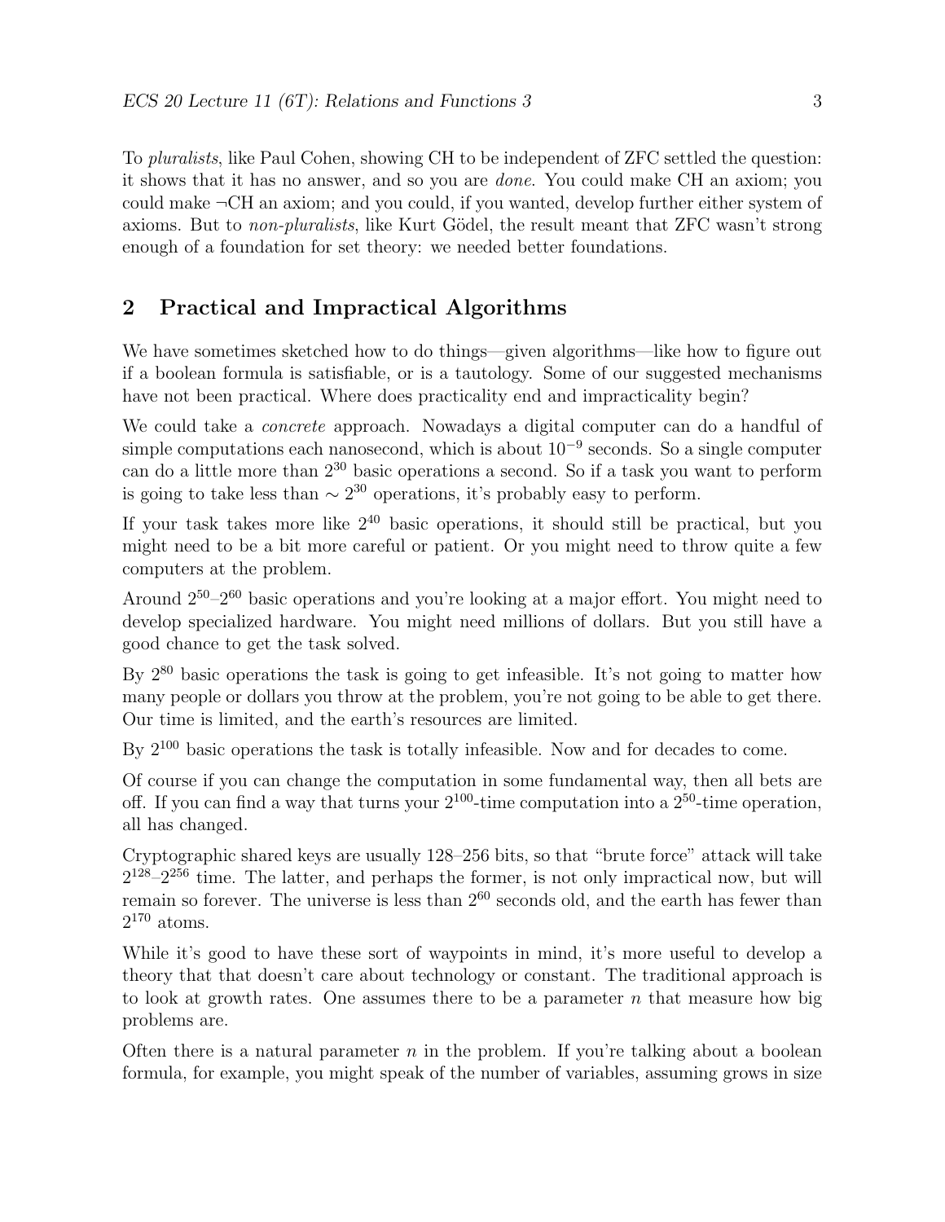To *pluralists*, like Paul Cohen, showing CH to be independent of ZFC settled the question: it shows that it has no answer, and so you are *done*. You could make CH an axiom; you could make ¬CH an axiom; and you could, if you wanted, develop further either system of axioms. But to *non-pluralists*, like Kurt Gödel, the result meant that ZFC wasn't strong enough of a foundation for set theory: we needed better foundations.

## 2 Practical and Impractical Algorithms

We have sometimes sketched how to do things—given algorithms—like how to figure out if a boolean formula is satisfiable, or is a tautology. Some of our suggested mechanisms have not been practical. Where does practicality end and impracticality begin?

We could take a *concrete* approach. Nowadays a digital computer can do a handful of simple computations each nanosecond, which is about $10^{-9}$ seconds. So a single computer can do a little more than $2^{30}$ basic operations a second. So if a task you want to perform is going to take less than $\sim 2^{30}$ operations, it's probably easy to perform.

If your task takes more like $2^{40}$ basic operations, it should still be practical, but you might need to be a bit more careful or patient. Or you might need to throw quite a few computers at the problem.

Around $2^{50}$–$2^{60}$ basic operations and you're looking at a major effort. You might need to develop specialized hardware. You might need millions of dollars. But you still have a good chance to get the task solved.

By $2^{80}$ basic operations the task is going to get infeasible. It's not going to matter how many people or dollars you throw at the problem, you're not going to be able to get there. Our time is limited, and the earth's resources are limited.

By $2^{100}$ basic operations the task is totally infeasible. Now and for decades to come.

Of course if you can change the computation in some fundamental way, then all bets are off. If you can find a way that turns your $2^{100}$-time computation into a $2^{50}$-time operation, all has changed.

Cryptographic shared keys are usually 128–256 bits, so that "brute force" attack will take $2^{128}$–$2^{256}$ time. The latter, and perhaps the former, is not only impractical now, but will remain so forever. The universe is less than $2^{60}$ seconds old, and the earth has fewer than $2^{170}$ atoms.

While it's good to have these sort of waypoints in mind, it's more useful to develop a theory that that doesn't care about technology or constant. The traditional approach is to look at growth rates. One assumes there to be a parameter $n$ that measure how big problems are.

Often there is a natural parameter $n$ in the problem. If you're talking about a boolean formula, for example, you might speak of the number of variables, assuming grows in size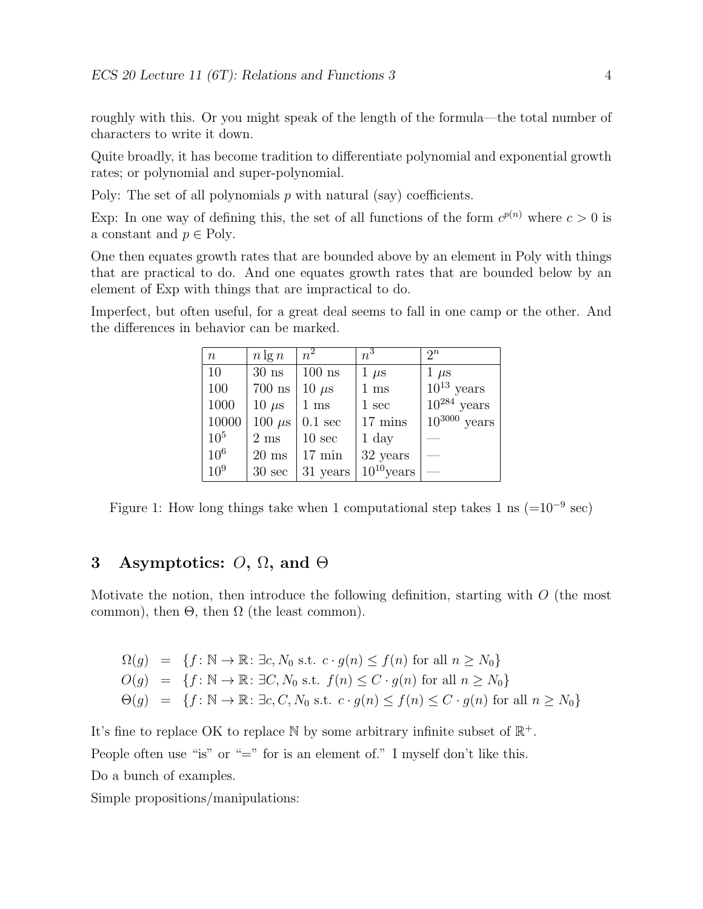roughly with this. Or you might speak of the length of the formula—the total number of characters to write it down.

Quite broadly, it has become tradition to differentiate polynomial and exponential growth rates; or polynomial and super-polynomial.

Poly: The set of all polynomials $p$ with natural (say) coefficients.

Exp: In one way of defining this, the set of all functions of the form $c^{p(n)}$ where $c > 0$ is a constant and $p \in \text{Poly}$.

One then equates growth rates that are bounded above by an element in Poly with things that are practical to do. And one equates growth rates that are bounded below by an element of Exp with things that are impractical to do.

Imperfect, but often useful, for a great deal seems to fall in one camp or the other. And the differences in behavior can be marked.

| $n$ | $n \lg n$ | $n^2$ | $n^3$ | $2^n$ |
|---|---|---|---|---|
| 10 | 30 ns | 100 ns | 1 $\mu$s | 1 $\mu$s |
| 100 | 700 ns | 10 $\mu$s | 1 ms | $10^{13}$ years |
| 1000 | 10 $\mu$s | 1 ms | 1 sec | $10^{284}$ years |
| 10000 | 100 $\mu$s | 0.1 sec | 17 mins | $10^{3000}$ years |
| $10^5$ | 2 ms | 10 sec | 1 day | — |
| $10^6$ | 20 ms | 17 min | 32 years | — |
| $10^9$ | 30 sec | 31 years | $10^{10}$years | — |

Figure 1: How long things take when 1 computational step takes 1 ns ($=10^{-9}$ sec)

## 3 Asymptotics: $O$, $\Omega$, and $\Theta$

Motivate the notion, then introduce the following definition, starting with $O$ (the most common), then $\Theta$, then $\Omega$ (the least common).

$$
\begin{aligned}
\Omega(g) &= \{f\colon \mathbb{N} \to \mathbb{R}\colon \exists c, N_0 \text{ s.t. } c \cdot g(n) \leq f(n) \text{ for all } n \geq N_0\} \\
O(g) &= \{f\colon \mathbb{N} \to \mathbb{R}\colon \exists C, N_0 \text{ s.t. } f(n) \leq C \cdot g(n) \text{ for all } n \geq N_0\} \\
\Theta(g) &= \{f\colon \mathbb{N} \to \mathbb{R}\colon \exists c, C, N_0 \text{ s.t. } c \cdot g(n) \leq f(n) \leq C \cdot g(n) \text{ for all } n \geq N_0\}
\end{aligned}
$$

It's fine to replace OK to replace $\mathbb{N}$ by some arbitrary infinite subset of $\mathbb{R}^+$.

People often use "is" or "=" for is an element of." I myself don't like this.

Do a bunch of examples.

Simple propositions/manipulations: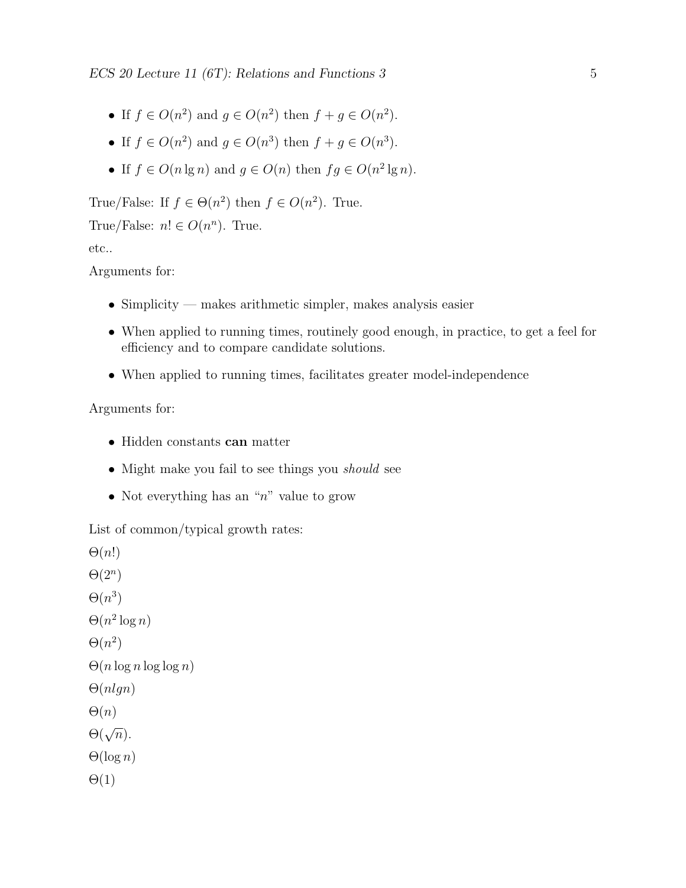- If $f \in O(n^2)$ and $g \in O(n^2)$ then $f + g \in O(n^2)$.
- If $f \in O(n^2)$ and $g \in O(n^3)$ then $f + g \in O(n^3)$.
- If $f \in O(n \lg n)$ and $g \in O(n)$ then $fg \in O(n^2 \lg n)$.

True/False: If $f \in \Theta(n^2)$ then $f \in O(n^2)$. True.

True/False: $n! \in O(n^n)$. True.

etc..

Arguments for:

- Simplicity — makes arithmetic simpler, makes analysis easier
- When applied to running times, routinely good enough, in practice, to get a feel for efficiency and to compare candidate solutions.
- When applied to running times, facilitates greater model-independence

Arguments for:

- Hidden constants **can** matter
- Might make you fail to see things you *should* see
- Not everything has an "$n$" value to grow

List of common/typical growth rates:

$\Theta(n!)$

$\Theta(2^n)$

$\Theta(n^3)$

$\Theta(n^2 \log n)$

$\Theta(n^2)$

$\Theta(n \log n \log \log n)$

$\Theta(nlgn)$

$\Theta(n)$

$\Theta(\sqrt{n})$.

$\Theta(\log n)$

$\Theta(1)$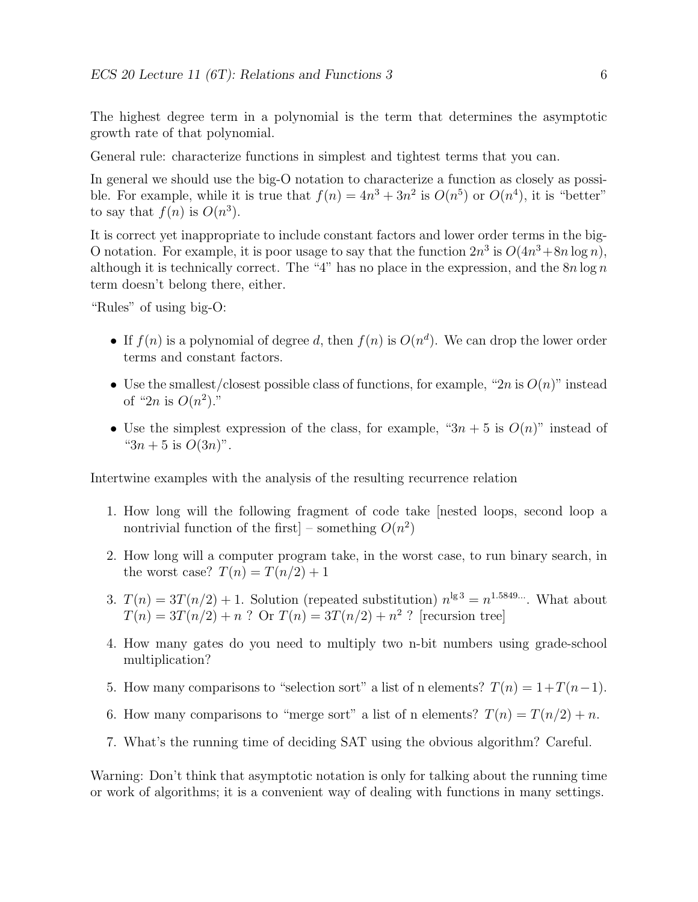The highest degree term in a polynomial is the term that determines the asymptotic growth rate of that polynomial.

General rule: characterize functions in simplest and tightest terms that you can.

In general we should use the big-O notation to characterize a function as closely as possible. For example, while it is true that $f(n) = 4n^3 + 3n^2$ is $O(n^5)$ or $O(n^4)$, it is "better" to say that $f(n)$ is $O(n^3)$.

It is correct yet inappropriate to include constant factors and lower order terms in the big-O notation. For example, it is poor usage to say that the function $2n^3$ is $O(4n^3 + 8n \log n)$, although it is technically correct. The "4" has no place in the expression, and the $8n \log n$ term doesn't belong there, either.

"Rules" of using big-O:

- If $f(n)$ is a polynomial of degree $d$, then $f(n)$ is $O(n^d)$. We can drop the lower order terms and constant factors.
- Use the smallest/closest possible class of functions, for example, "$2n$ is $O(n)$" instead of "$2n$ is $O(n^2)$."
- Use the simplest expression of the class, for example, "$3n + 5$ is $O(n)$" instead of "$3n + 5$ is $O(3n)$".

Intertwine examples with the analysis of the resulting recurrence relation

1. How long will the following fragment of code take [nested loops, second loop a nontrivial function of the first] – something $O(n^2)$
2. How long will a computer program take, in the worst case, to run binary search, in the worst case? $T(n) = T(n/2) + 1$
3. $T(n) = 3T(n/2) + 1$. Solution (repeated substitution) $n^{\lg 3} = n^{1.5849\ldots}$. What about $T(n) = 3T(n/2) + n$ ? Or $T(n) = 3T(n/2) + n^2$ ? [recursion tree]
4. How many gates do you need to multiply two n-bit numbers using grade-school multiplication?
5. How many comparisons to "selection sort" a list of n elements? $T(n) = 1 + T(n-1)$.
6. How many comparisons to "merge sort" a list of n elements? $T(n) = T(n/2) + n$.
7. What's the running time of deciding SAT using the obvious algorithm? Careful.

Warning: Don't think that asymptotic notation is only for talking about the running time or work of algorithms; it is a convenient way of dealing with functions in many settings.